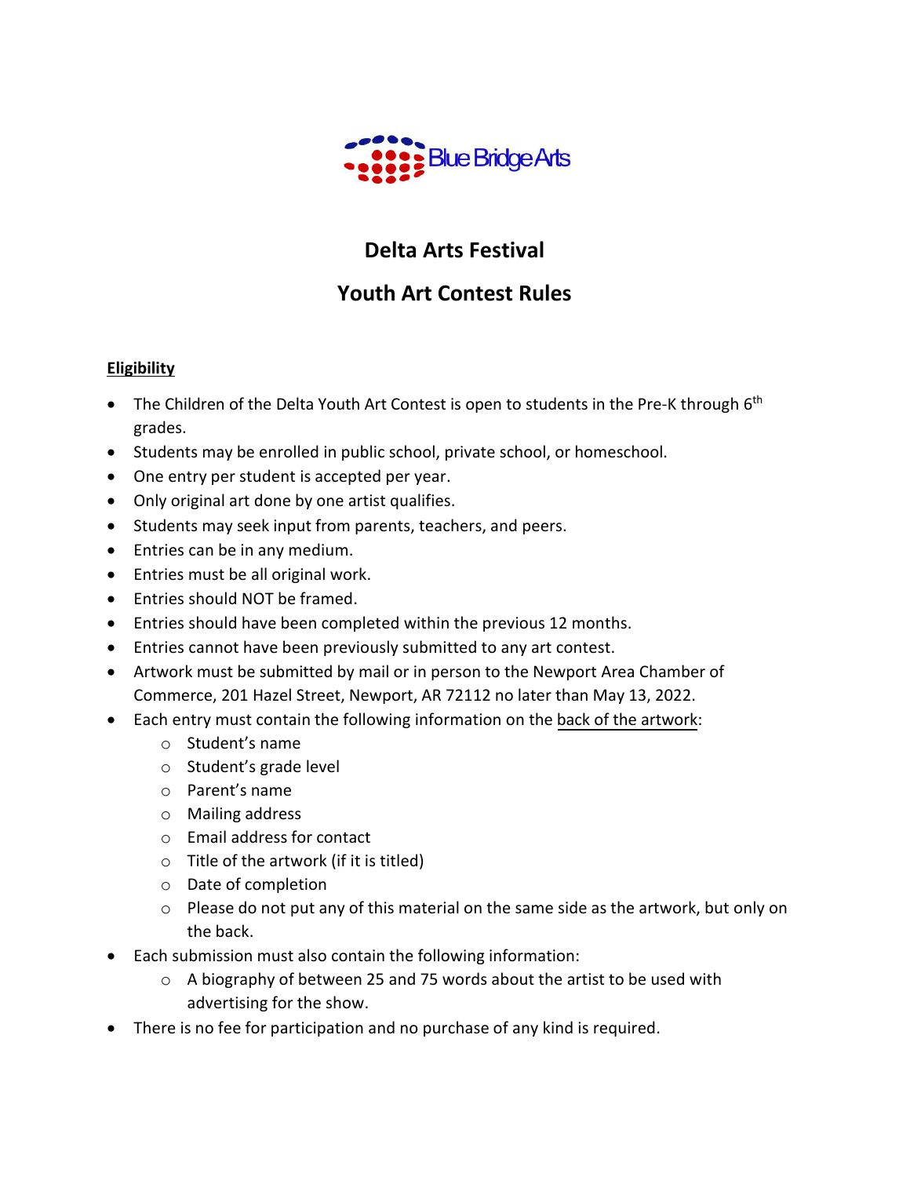Blue Bridge Arts

# Delta Arts Festival

# Youth Art Contest Rules

## Eligibility

- The Children of the Delta Youth Art Contest is open to students in the Pre-K through 6th grades.
- Students may be enrolled in public school, private school, or homeschool.
- One entry per student is accepted per year.
- Only original art done by one artist qualifies.
- Students may seek input from parents, teachers, and peers.
- Entries can be in any medium.
- Entries must be all original work.
- Entries should NOT be framed.
- Entries should have been completed within the previous 12 months.
- Entries cannot have been previously submitted to any art contest.
- Artwork must be submitted by mail or in person to the Newport Area Chamber of Commerce, 201 Hazel Street, Newport, AR 72112 no later than May 13, 2022.
- Each entry must contain the following information on the back of the artwork:
  - Student's name
  - Student's grade level
  - Parent's name
  - Mailing address
  - Email address for contact
  - Title of the artwork (if it is titled)
  - Date of completion
  - Please do not put any of this material on the same side as the artwork, but only on the back.
- Each submission must also contain the following information:
  - A biography of between 25 and 75 words about the artist to be used with advertising for the show.
- There is no fee for participation and no purchase of any kind is required.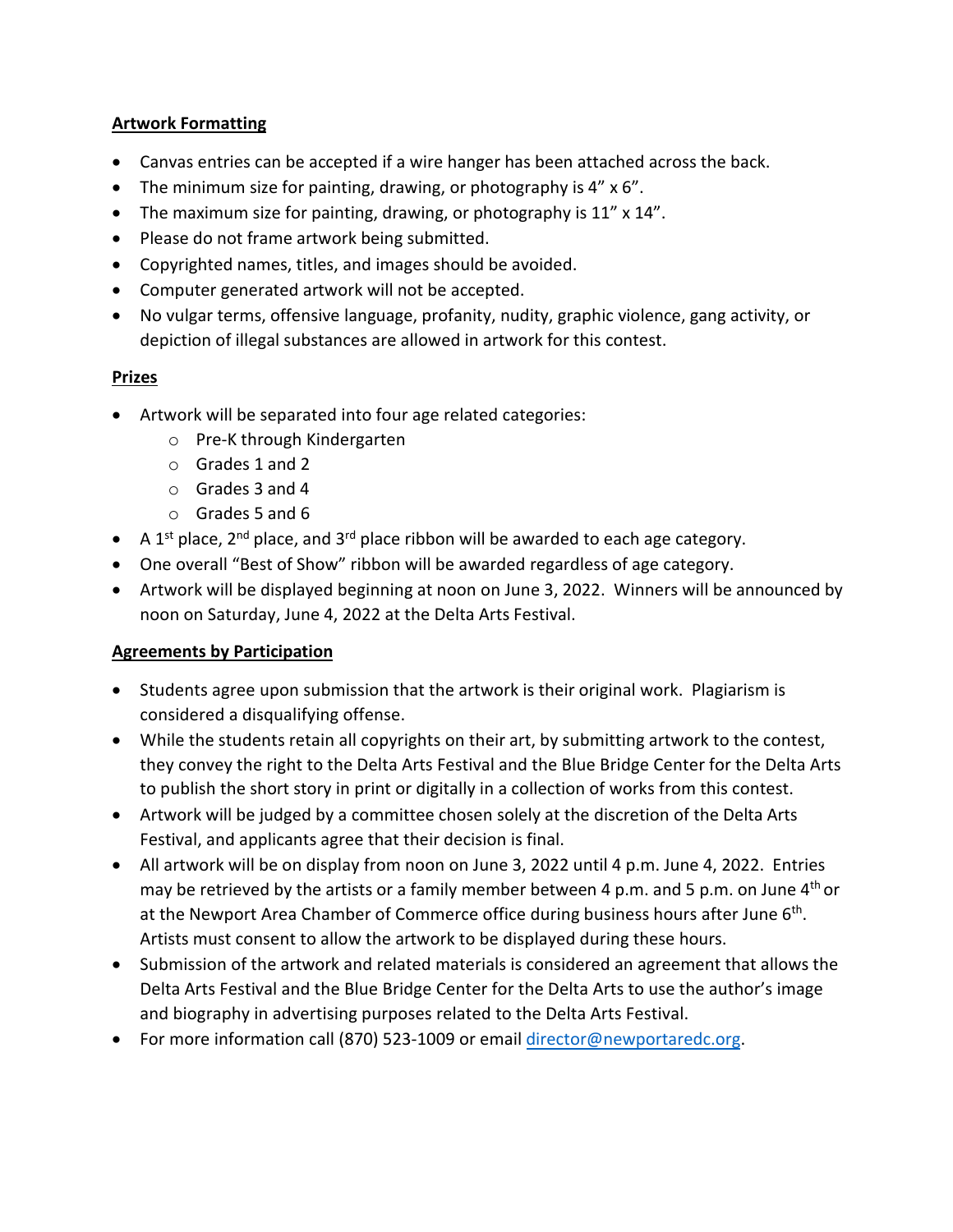**Artwork Formatting**

- Canvas entries can be accepted if a wire hanger has been attached across the back.
- The minimum size for painting, drawing, or photography is 4” x 6”.
- The maximum size for painting, drawing, or photography is 11” x 14”.
- Please do not frame artwork being submitted.
- Copyrighted names, titles, and images should be avoided.
- Computer generated artwork will not be accepted.
- No vulgar terms, offensive language, profanity, nudity, graphic violence, gang activity, or depiction of illegal substances are allowed in artwork for this contest.

**Prizes**

- Artwork will be separated into four age related categories:
  - Pre-K through Kindergarten
  - Grades 1 and 2
  - Grades 3 and 4
  - Grades 5 and 6
- A 1st place, 2nd place, and 3rd place ribbon will be awarded to each age category.
- One overall “Best of Show” ribbon will be awarded regardless of age category.
- Artwork will be displayed beginning at noon on June 3, 2022. Winners will be announced by noon on Saturday, June 4, 2022 at the Delta Arts Festival.

**Agreements by Participation**

- Students agree upon submission that the artwork is their original work. Plagiarism is considered a disqualifying offense.
- While the students retain all copyrights on their art, by submitting artwork to the contest, they convey the right to the Delta Arts Festival and the Blue Bridge Center for the Delta Arts to publish the short story in print or digitally in a collection of works from this contest.
- Artwork will be judged by a committee chosen solely at the discretion of the Delta Arts Festival, and applicants agree that their decision is final.
- All artwork will be on display from noon on June 3, 2022 until 4 p.m. June 4, 2022. Entries may be retrieved by the artists or a family member between 4 p.m. and 5 p.m. on June 4th or at the Newport Area Chamber of Commerce office during business hours after June 6th. Artists must consent to allow the artwork to be displayed during these hours.
- Submission of the artwork and related materials is considered an agreement that allows the Delta Arts Festival and the Blue Bridge Center for the Delta Arts to use the author’s image and biography in advertising purposes related to the Delta Arts Festival.
- For more information call (870) 523-1009 or email director@newportaredc.org.